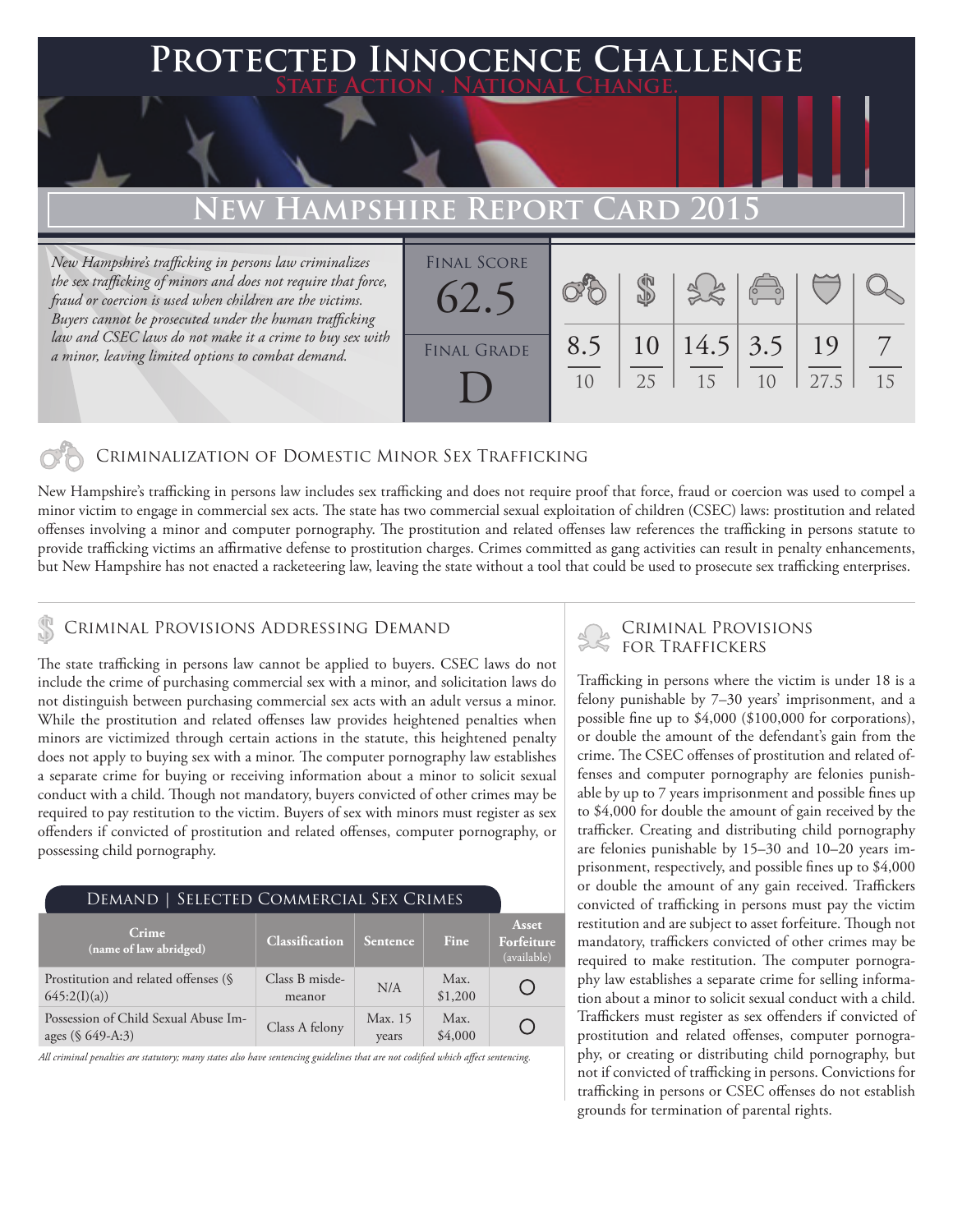# Protected Innocence Challenge

State Action . National Change.

## New Hampshire Report Card 2015

*New Hampshire's trafficking in persons law criminalizes the sex trafficking of minors and does not require that force, fraud or coercion is used when children are the victims. Buyers cannot be prosecuted under the human trafficking law and CSEC laws do not make it a crime to buy sex with a minor, leaving limited options to combat demand.*

| Final Score | Final Grade |
|---|---|
| 62.5 | D |

| Criminalization of Domestic Minor Sex Trafficking | Criminal Provisions Addressing Demand | Criminal Provisions for Traffickers | Criminal Provisions for Facilitators | Protective Provisions for the Child Victims | Criminal Justice Tools for Investigation and Prosecutions |
|---|---|---|---|---|---|
| 8.5/10 | 10/25 | 14.5/15 | 3.5/10 | 19/27.5 | 7/15 |

### Criminalization of Domestic Minor Sex Trafficking

New Hampshire's trafficking in persons law includes sex trafficking and does not require proof that force, fraud or coercion was used to compel a minor victim to engage in commercial sex acts. The state has two commercial sexual exploitation of children (CSEC) laws: prostitution and related offenses involving a minor and computer pornography. The prostitution and related offenses law references the trafficking in persons statute to provide trafficking victims an affirmative defense to prostitution charges. Crimes committed as gang activities can result in penalty enhancements, but New Hampshire has not enacted a racketeering law, leaving the state without a tool that could be used to prosecute sex trafficking enterprises.

### Criminal Provisions Addressing Demand

The state trafficking in persons law cannot be applied to buyers. CSEC laws do not include the crime of purchasing commercial sex with a minor, and solicitation laws do not distinguish between purchasing commercial sex acts with an adult versus a minor. While the prostitution and related offenses law provides heightened penalties when minors are victimized through certain actions in the statute, this heightened penalty does not apply to buying sex with a minor. The computer pornography law establishes a separate crime for buying or receiving information about a minor to solicit sexual conduct with a child. Though not mandatory, buyers convicted of other crimes may be required to pay restitution to the victim. Buyers of sex with minors must register as sex offenders if convicted of prostitution and related offenses, computer pornography, or possessing child pornography.

#### Demand | Selected Commercial Sex Crimes

| Crime (name of law abridged) | Classification | Sentence | Fine | Asset Forfeiture (available) |
|---|---|---|---|---|
| Prostitution and related offenses (§ 645:2(I)(a)) | Class B misdemeanor | N/A | Max. $1,200 | ○ |
| Possession of Child Sexual Abuse Images (§ 649-A:3) | Class A felony | Max. 15 years | Max. $4,000 | ○ |

*All criminal penalties are statutory; many states also have sentencing guidelines that are not codified which affect sentencing.*

### Criminal Provisions for Traffickers

Trafficking in persons where the victim is under 18 is a felony punishable by 7–30 years' imprisonment, and a possible fine up to $4,000 ($100,000 for corporations), or double the amount of the defendant's gain from the crime. The CSEC offenses of prostitution and related offenses and computer pornography are felonies punishable by up to 7 years imprisonment and possible fines up to $4,000 for double the amount of gain received by the trafficker. Creating and distributing child pornography are felonies punishable by 15–30 and 10–20 years imprisonment, respectively, and possible fines up to $4,000 or double the amount of any gain received. Traffickers convicted of trafficking in persons must pay the victim restitution and are subject to asset forfeiture. Though not mandatory, traffickers convicted of other crimes may be required to make restitution. The computer pornography law establishes a separate crime for selling information about a minor to solicit sexual conduct with a child. Traffickers must register as sex offenders if convicted of prostitution and related offenses, computer pornography, or creating or distributing child pornography, but not if convicted of trafficking in persons. Convictions for trafficking in persons or CSEC offenses do not establish grounds for termination of parental rights.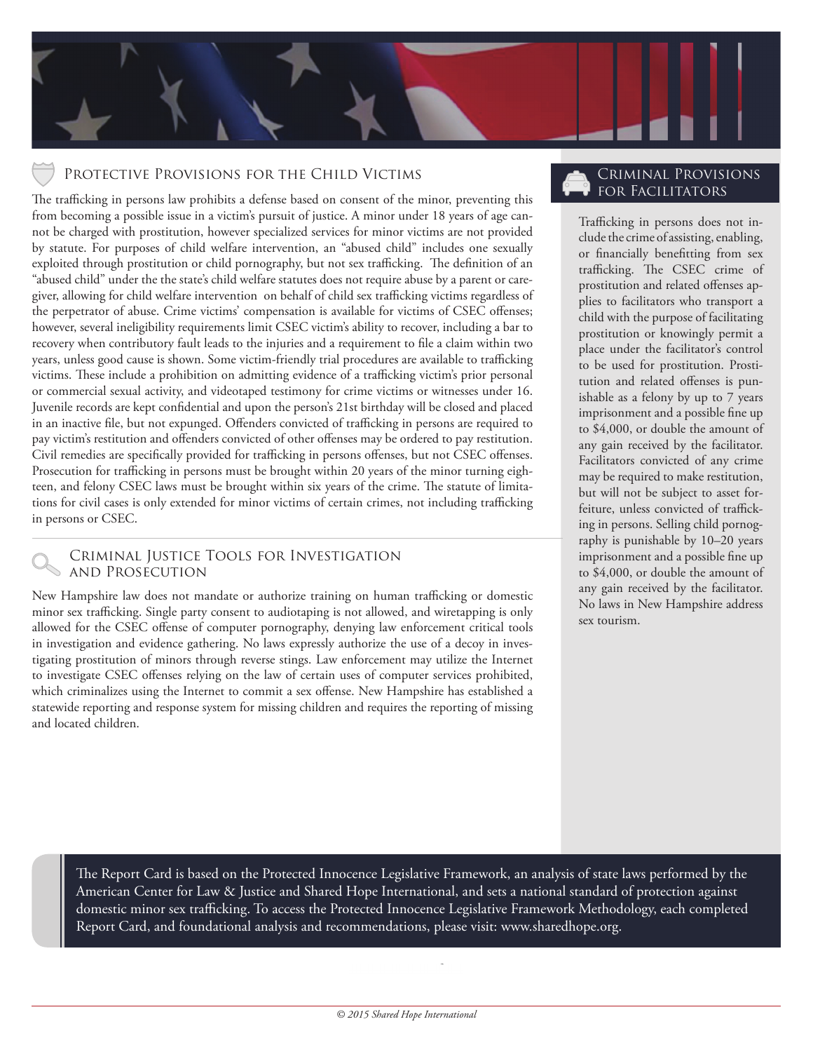## Protective Provisions for the Child Victims

The trafficking in persons law prohibits a defense based on consent of the minor, preventing this from becoming a possible issue in a victim's pursuit of justice. A minor under 18 years of age cannot be charged with prostitution, however specialized services for minor victims are not provided by statute. For purposes of child welfare intervention, an "abused child" includes one sexually exploited through prostitution or child pornography, but not sex trafficking. The definition of an "abused child" under the the state's child welfare statutes does not require abuse by a parent or caregiver, allowing for child welfare intervention on behalf of child sex trafficking victims regardless of the perpetrator of abuse. Crime victims' compensation is available for victims of CSEC offenses; however, several ineligibility requirements limit CSEC victim's ability to recover, including a bar to recovery when contributory fault leads to the injuries and a requirement to file a claim within two years, unless good cause is shown. Some victim-friendly trial procedures are available to trafficking victims. These include a prohibition on admitting evidence of a trafficking victim's prior personal or commercial sexual activity, and videotaped testimony for crime victims or witnesses under 16. Juvenile records are kept confidential and upon the person's 21st birthday will be closed and placed in an inactive file, but not expunged. Offenders convicted of trafficking in persons are required to pay victim's restitution and offenders convicted of other offenses may be ordered to pay restitution. Civil remedies are specifically provided for trafficking in persons offenses, but not CSEC offenses. Prosecution for trafficking in persons must be brought within 20 years of the minor turning eighteen, and felony CSEC laws must be brought within six years of the crime. The statute of limitations for civil cases is only extended for minor victims of certain crimes, not including trafficking in persons or CSEC.

## Criminal Justice Tools for Investigation and Prosecution

New Hampshire law does not mandate or authorize training on human trafficking or domestic minor sex trafficking. Single party consent to audiotaping is not allowed, and wiretapping is only allowed for the CSEC offense of computer pornography, denying law enforcement critical tools in investigation and evidence gathering. No laws expressly authorize the use of a decoy in investigating prostitution of minors through reverse stings. Law enforcement may utilize the Internet to investigate CSEC offenses relying on the law of certain uses of computer services prohibited, which criminalizes using the Internet to commit a sex offense. New Hampshire has established a statewide reporting and response system for missing children and requires the reporting of missing and located children.

## Criminal Provisions for Facilitators

Trafficking in persons does not include the crime of assisting, enabling, or financially benefitting from sex trafficking. The CSEC crime of prostitution and related offenses applies to facilitators who transport a child with the purpose of facilitating prostitution or knowingly permit a place under the facilitator's control to be used for prostitution. Prostitution and related offenses is punishable as a felony by up to 7 years imprisonment and a possible fine up to $4,000, or double the amount of any gain received by the facilitator. Facilitators convicted of any crime may be required to make restitution, but will not be subject to asset forfeiture, unless convicted of trafficking in persons. Selling child pornography is punishable by 10–20 years imprisonment and a possible fine up to $4,000, or double the amount of any gain received by the facilitator. No laws in New Hampshire address sex tourism.

The Report Card is based on the Protected Innocence Legislative Framework, an analysis of state laws performed by the American Center for Law & Justice and Shared Hope International, and sets a national standard of protection against domestic minor sex trafficking. To access the Protected Innocence Legislative Framework Methodology, each completed Report Card, and foundational analysis and recommendations, please visit: www.sharedhope.org.

*© 2015 Shared Hope International*